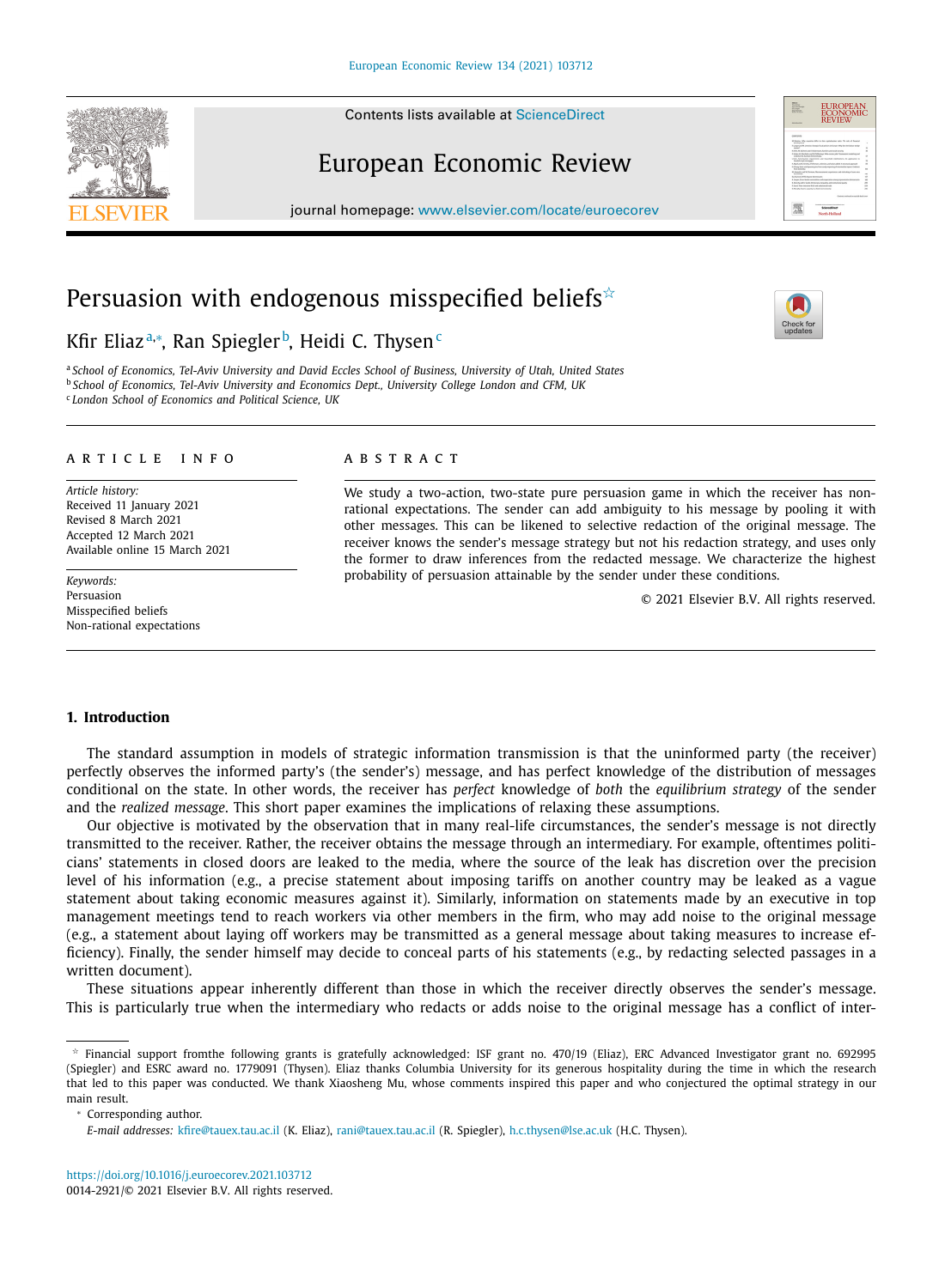# Persuasion with endogenous misspecified beliefs[☆]

Kfir Eliaz[a,*], Ran Spiegler[b], Heidi C. Thysen[c]

[a] School of Economics, Tel-Aviv University and David Eccles School of Business, University of Utah, United States
[b] School of Economics, Tel-Aviv University and Economics Dept., University College London and CFM, UK
[c] London School of Economics and Political Science, UK

## ARTICLE INFO

*Article history:*
Received 11 January 2021
Revised 8 March 2021
Accepted 12 March 2021
Available online 15 March 2021

*Keywords:*
Persuasion
Misspecified beliefs
Non-rational expectations

## ABSTRACT

We study a two-action, two-state pure persuasion game in which the receiver has non-rational expectations. The sender can add ambiguity to his message by pooling it with other messages. This can be likened to selective redaction of the original message. The receiver knows the sender's message strategy but not his redaction strategy, and uses only the former to draw inferences from the redacted message. We characterize the highest probability of persuasion attainable by the sender under these conditions.

© 2021 Elsevier B.V. All rights reserved.

## 1. Introduction

The standard assumption in models of strategic information transmission is that the uninformed party (the receiver) perfectly observes the informed party's (the sender's) message, and has perfect knowledge of the distribution of messages conditional on the state. In other words, the receiver has *perfect* knowledge of *both* the *equilibrium strategy* of the sender and the *realized message*. This short paper examines the implications of relaxing these assumptions.

Our objective is motivated by the observation that in many real-life circumstances, the sender's message is not directly transmitted to the receiver. Rather, the receiver obtains the message through an intermediary. For example, oftentimes politicians' statements in closed doors are leaked to the media, where the source of the leak has discretion over the precision level of his information (e.g., a precise statement about imposing tariffs on another country may be leaked as a vague statement about taking economic measures against it). Similarly, information on statements made by an executive in top management meetings tend to reach workers via other members in the firm, who may add noise to the original message (e.g., a statement about laying off workers may be transmitted as a general message about taking measures to increase efficiency). Finally, the sender himself may decide to conceal parts of his statements (e.g., by redacting selected passages in a written document).

These situations appear inherently different than those in which the receiver directly observes the sender's message. This is particularly true when the intermediary who redacts or adds noise to the original message has a conflict of inter-

---

[☆] Financial support fromthe following grants is gratefully acknowledged: ISF grant no. 470/19 (Eliaz), ERC Advanced Investigator grant no. 692995 (Spiegler) and ESRC award no. 1779091 (Thysen). Eliaz thanks Columbia University for its generous hospitality during the time in which the research that led to this paper was conducted. We thank Xiaosheng Mu, whose comments inspired this paper and who conjectured the optimal strategy in our main result.

[*] Corresponding author.

*E-mail addresses:* kfire@tauex.tau.ac.il (K. Eliaz), rani@tauex.tau.ac.il (R. Spiegler), h.c.thysen@lse.ac.uk (H.C. Thysen).

https://doi.org/10.1016/j.euroecorev.2021.103712
0014-2921/© 2021 Elsevier B.V. All rights reserved.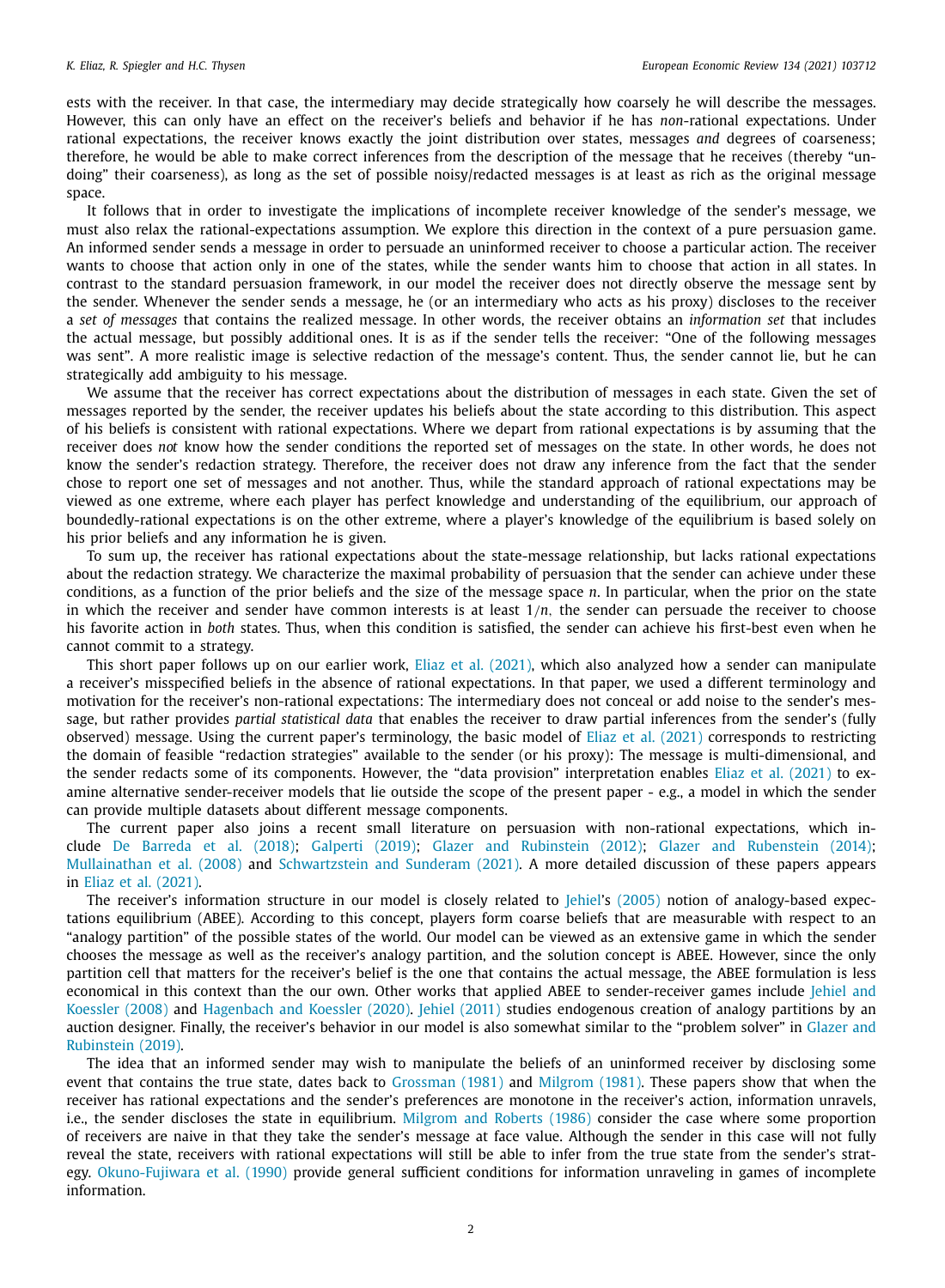ests with the receiver. In that case, the intermediary may decide strategically how coarsely he will describe the messages. However, this can only have an effect on the receiver's beliefs and behavior if he has *non*-rational expectations. Under rational expectations, the receiver knows exactly the joint distribution over states, messages *and* degrees of coarseness; therefore, he would be able to make correct inferences from the description of the message that he receives (thereby "undoing" their coarseness), as long as the set of possible noisy/redacted messages is at least as rich as the original message space.

It follows that in order to investigate the implications of incomplete receiver knowledge of the sender's message, we must also relax the rational-expectations assumption. We explore this direction in the context of a pure persuasion game. An informed sender sends a message in order to persuade an uninformed receiver to choose a particular action. The receiver wants to choose that action only in one of the states, while the sender wants him to choose that action in all states. In contrast to the standard persuasion framework, in our model the receiver does not directly observe the message sent by the sender. Whenever the sender sends a message, he (or an intermediary who acts as his proxy) discloses to the receiver a *set of messages* that contains the realized message. In other words, the receiver obtains an *information set* that includes the actual message, but possibly additional ones. It is as if the sender tells the receiver: "One of the following messages was sent". A more realistic image is selective redaction of the message's content. Thus, the sender cannot lie, but he can strategically add ambiguity to his message.

We assume that the receiver has correct expectations about the distribution of messages in each state. Given the set of messages reported by the sender, the receiver updates his beliefs about the state according to this distribution. This aspect of his beliefs is consistent with rational expectations. Where we depart from rational expectations is by assuming that the receiver does *not* know how the sender conditions the reported set of messages on the state. In other words, he does not know the sender's redaction strategy. Therefore, the receiver does not draw any inference from the fact that the sender chose to report one set of messages and not another. Thus, while the standard approach of rational expectations may be viewed as one extreme, where each player has perfect knowledge and understanding of the equilibrium, our approach of boundedly-rational expectations is on the other extreme, where a player's knowledge of the equilibrium is based solely on his prior beliefs and any information he is given.

To sum up, the receiver has rational expectations about the state-message relationship, but lacks rational expectations about the redaction strategy. We characterize the maximal probability of persuasion that the sender can achieve under these conditions, as a function of the prior beliefs and the size of the message space $n$. In particular, when the prior on the state in which the receiver and sender have common interests is at least $1/n$, the sender can persuade the receiver to choose his favorite action in *both* states. Thus, when this condition is satisfied, the sender can achieve his first-best even when he cannot commit to a strategy.

This short paper follows up on our earlier work, Eliaz et al. (2021), which also analyzed how a sender can manipulate a receiver's misspecified beliefs in the absence of rational expectations. In that paper, we used a different terminology and motivation for the receiver's non-rational expectations: The intermediary does not conceal or add noise to the sender's message, but rather provides *partial statistical data* that enables the receiver to draw partial inferences from the sender's (fully observed) message. Using the current paper's terminology, the basic model of Eliaz et al. (2021) corresponds to restricting the domain of feasible "redaction strategies" available to the sender (or his proxy): The message is multi-dimensional, and the sender redacts some of its components. However, the "data provision" interpretation enables Eliaz et al. (2021) to examine alternative sender-receiver models that lie outside the scope of the present paper - e.g., a model in which the sender can provide multiple datasets about different message components.

The current paper also joins a recent small literature on persuasion with non-rational expectations, which include De Barreda et al. (2018); Galperti (2019); Glazer and Rubinstein (2012); Glazer and Rubenstein (2014); Mullainathan et al. (2008) and Schwartzstein and Sunderam (2021). A more detailed discussion of these papers appears in Eliaz et al. (2021).

The receiver's information structure in our model is closely related to Jehiel's (2005) notion of analogy-based expectations equilibrium (ABEE). According to this concept, players form coarse beliefs that are measurable with respect to an "analogy partition" of the possible states of the world. Our model can be viewed as an extensive game in which the sender chooses the message as well as the receiver's analogy partition, and the solution concept is ABEE. However, since the only partition cell that matters for the receiver's belief is the one that contains the actual message, the ABEE formulation is less economical in this context than the our own. Other works that applied ABEE to sender-receiver games include Jehiel and Koessler (2008) and Hagenbach and Koessler (2020). Jehiel (2011) studies endogenous creation of analogy partitions by an auction designer. Finally, the receiver's behavior in our model is also somewhat similar to the "problem solver" in Glazer and Rubinstein (2019).

The idea that an informed sender may wish to manipulate the beliefs of an uninformed receiver by disclosing some event that contains the true state, dates back to Grossman (1981) and Milgrom (1981). These papers show that when the receiver has rational expectations and the sender's preferences are monotone in the receiver's action, information unravels, i.e., the sender discloses the state in equilibrium. Milgrom and Roberts (1986) consider the case where some proportion of receivers are naive in that they take the sender's message at face value. Although the sender in this case will not fully reveal the state, receivers with rational expectations will still be able to infer from the true state from the sender's strategy. Okuno-Fujiwara et al. (1990) provide general sufficient conditions for information unraveling in games of incomplete information.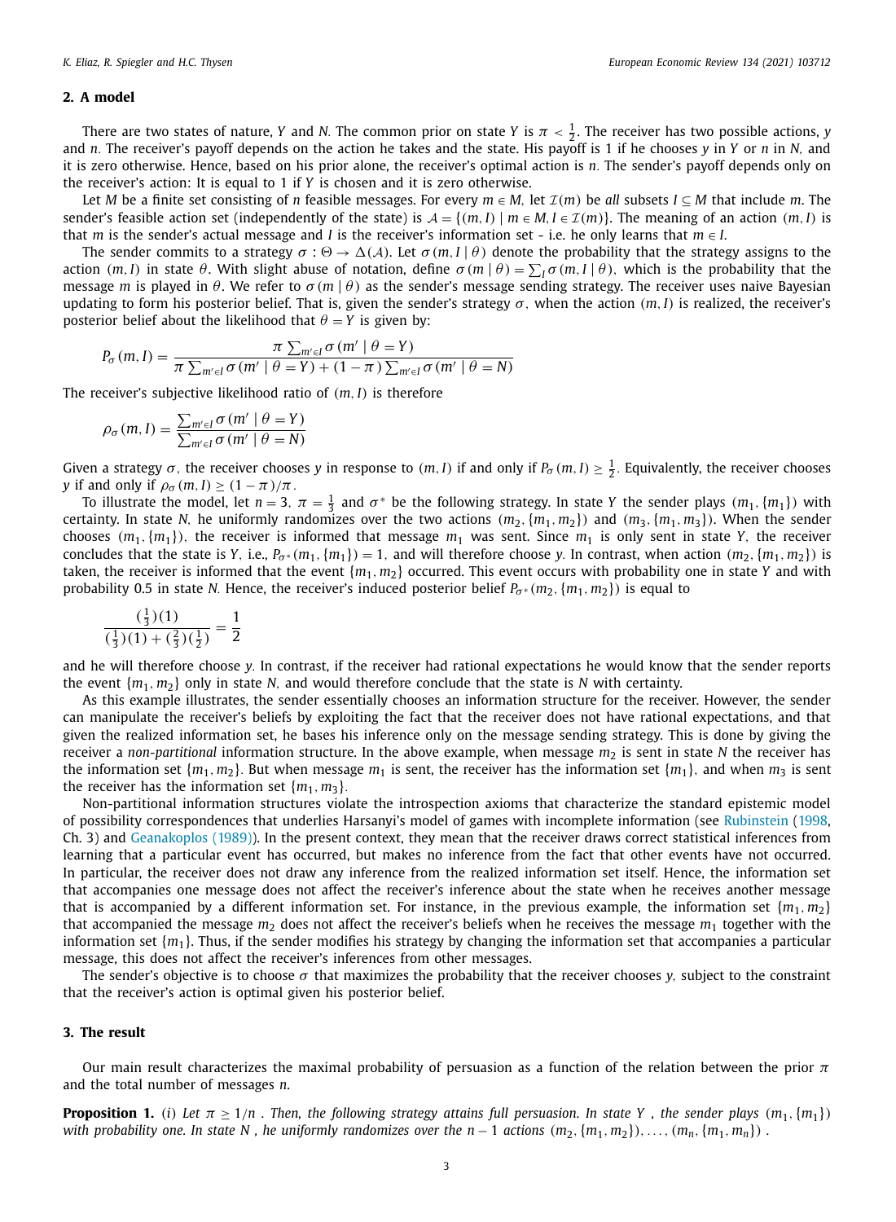## 2. A model

There are two states of nature, $Y$ and $N$. The common prior on state $Y$ is $\pi < \frac{1}{2}$. The receiver has two possible actions, $y$ and $n$. The receiver's payoff depends on the action he takes and the state. His payoff is 1 if he chooses $y$ in $Y$ or $n$ in $N$, and it is zero otherwise. Hence, based on his prior alone, the receiver's optimal action is $n$. The sender's payoff depends only on the receiver's action: It is equal to 1 if $Y$ is chosen and it is zero otherwise.

Let $M$ be a finite set consisting of $n$ feasible messages. For every $m \in M$, let $\mathcal{I}(m)$ be *all* subsets $I \subseteq M$ that include $m$. The sender's feasible action set (independently of the state) is $\mathcal{A} = \{(m, I) \mid m \in M, I \in \mathcal{I}(m)\}$. The meaning of an action $(m, I)$ is that $m$ is the sender's actual message and $I$ is the receiver's information set - i.e. he only learns that $m \in I$.

The sender commits to a strategy $\sigma : \Theta \to \Delta(\mathcal{A})$. Let $\sigma(m, I \mid \theta)$ denote the probability that the strategy assigns to the action $(m, I)$ in state $\theta$. With slight abuse of notation, define $\sigma(m \mid \theta) = \sum_I \sigma(m, I \mid \theta)$, which is the probability that the message $m$ is played in $\theta$. We refer to $\sigma(m \mid \theta)$ as the sender's message sending strategy. The receiver uses naive Bayesian updating to form his posterior belief. That is, given the sender's strategy $\sigma$, when the action $(m, I)$ is realized, the receiver's posterior belief about the likelihood that $\theta = Y$ is given by:

$$P_\sigma(m, I) = \frac{\pi \sum_{m' \in I} \sigma(m' \mid \theta = Y)}{\pi \sum_{m' \in I} \sigma(m' \mid \theta = Y) + (1 - \pi) \sum_{m' \in I} \sigma(m' \mid \theta = N)}$$

The receiver's subjective likelihood ratio of $(m, I)$ is therefore

$$\rho_\sigma(m, I) = \frac{\sum_{m' \in I} \sigma(m' \mid \theta = Y)}{\sum_{m' \in I} \sigma(m' \mid \theta = N)}$$

Given a strategy $\sigma$, the receiver chooses $y$ in response to $(m, I)$ if and only if $P_\sigma(m, I) \geq \frac{1}{2}$. Equivalently, the receiver chooses $y$ if and only if $\rho_\sigma(m, I) \geq (1 - \pi)/\pi$.

To illustrate the model, let $n = 3$, $\pi = \frac{1}{3}$ and $\sigma^*$ be the following strategy. In state $Y$ the sender plays $(m_1, \{m_1\})$ with certainty. In state $N$, he uniformly randomizes over the two actions $(m_2, \{m_1, m_2\})$ and $(m_3, \{m_1, m_3\})$. When the sender chooses $(m_1, \{m_1\})$, the receiver is informed that message $m_1$ was sent. Since $m_1$ is only sent in state $Y$, the receiver concludes that the state is $Y$, i.e., $P_{\sigma^*}(m_1, \{m_1\}) = 1$, and will therefore choose $y$. In contrast, when action $(m_2, \{m_1, m_2\})$ is taken, the receiver is informed that the event $\{m_1, m_2\}$ occurred. This event occurs with probability one in state $Y$ and with probability 0.5 in state $N$. Hence, the receiver's induced posterior belief $P_{\sigma^*}(m_2, \{m_1, m_2\})$ is equal to

$$\frac{(\frac{1}{3})(1)}{(\frac{1}{3})(1) + (\frac{2}{3})(\frac{1}{2})} = \frac{1}{2}$$

and he will therefore choose $y$. In contrast, if the receiver had rational expectations he would know that the sender reports the event $\{m_1, m_2\}$ only in state $N$, and would therefore conclude that the state is $N$ with certainty.

As this example illustrates, the sender essentially chooses an information structure for the receiver. However, the sender can manipulate the receiver's beliefs by exploiting the fact that the receiver does not have rational expectations, and that given the realized information set, he bases his inference only on the message sending strategy. This is done by giving the receiver a *non-partitional* information structure. In the above example, when message $m_2$ is sent in state $N$ the receiver has the information set $\{m_1, m_2\}$. But when message $m_1$ is sent, the receiver has the information set $\{m_1\}$, and when $m_3$ is sent the receiver has the information set $\{m_1, m_3\}$.

Non-partitional information structures violate the introspection axioms that characterize the standard epistemic model of possibility correspondences that underlies Harsanyi's model of games with incomplete information (see Rubinstein (1998, Ch. 3) and Geanakoplos (1989)). In the present context, they mean that the receiver draws correct statistical inferences from learning that a particular event has occurred, but makes no inference from the fact that other events have not occurred. In particular, the receiver does not draw any inference from the realized information set itself. Hence, the information set that accompanies one message does not affect the receiver's inference about the state when he receives another message that is accompanied by a different information set. For instance, in the previous example, the information set $\{m_1, m_2\}$ that accompanied the message $m_2$ does not affect the receiver's beliefs when he receives the message $m_1$ together with the information set $\{m_1\}$. Thus, if the sender modifies his strategy by changing the information set that accompanies a particular message, this does not affect the receiver's inferences from other messages.

The sender's objective is to choose $\sigma$ that maximizes the probability that the receiver chooses $y$, subject to the constraint that the receiver's action is optimal given his posterior belief.

## 3. The result

Our main result characterizes the maximal probability of persuasion as a function of the relation between the prior $\pi$ and the total number of messages $n$.

**Proposition 1.** *(i) Let $\pi \geq 1/n$ . Then, the following strategy attains full persuasion. In state $Y$ , the sender plays $(m_1, \{m_1\})$ with probability one. In state $N$ , he uniformly randomizes over the $n - 1$ actions $(m_2, \{m_1, m_2\}), \ldots, (m_n, \{m_1, m_n\})$ .*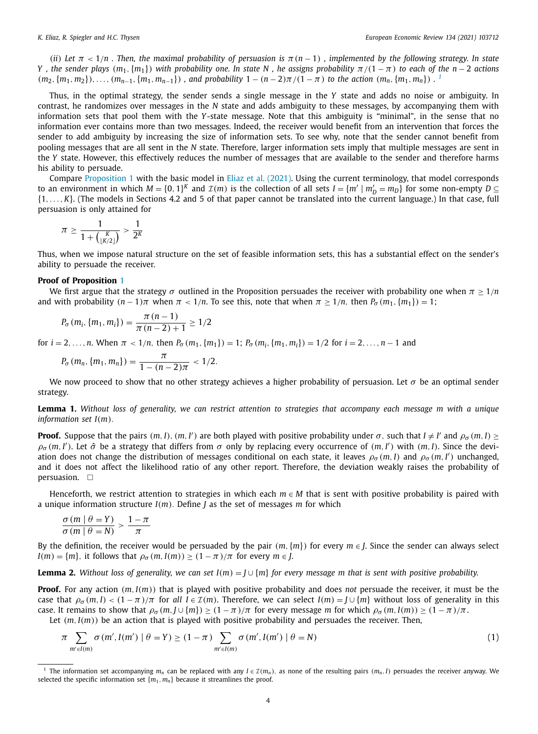(ii) *Let $\pi < 1/n$. Then, the maximal probability of persuasion is $\pi(n-1)$, implemented by the following strategy. In state $Y$, the sender plays $(m_1, \{m_1\})$ with probability one. In state $N$, he assigns probability $\pi/(1-\pi)$ to each of the $n-2$ actions $(m_2, \{m_1, m_2\}), \ldots, (m_{n-1}, \{m_1, m_{n-1}\})$, and probability $1-(n-2)\pi/(1-\pi)$ to the action $(m_n, \{m_1, m_n\})$.* [1]

Thus, in the optimal strategy, the sender sends a single message in the $Y$ state and adds no noise or ambiguity. In contrast, he randomizes over messages in the $N$ state and adds ambiguity to these messages, by accompanying them with information sets that pool them with the $Y$-state message. Note that this ambiguity is "minimal", in the sense that no information ever contains more than two messages. Indeed, the receiver would benefit from an intervention that forces the sender to add ambiguity by increasing the size of information sets. To see why, note that the sender cannot benefit from pooling messages that are all sent in the $N$ state. Therefore, larger information sets imply that multiple messages are sent in the $Y$ state. However, this effectively reduces the number of messages that are available to the sender and therefore harms his ability to persuade.

Compare Proposition 1 with the basic model in Eliaz et al. (2021). Using the current terminology, that model corresponds to an environment in which $M = \{0,1\}^K$ and $\mathcal{I}(m)$ is the collection of all sets $I = \{m' \mid m'_D = m_D\}$ for some non-empty $D \subseteq \{1, \ldots, K\}$. (The models in Sections 4.2 and 5 of that paper cannot be translated into the current language.) In that case, full persuasion is only attained for

$$\pi \geq \frac{1}{1 + \binom{K}{\lfloor K/2 \rfloor}} > \frac{1}{2^K}$$

Thus, when we impose natural structure on the set of feasible information sets, this has a substantial effect on the sender's ability to persuade the receiver.

**Proof of Proposition 1**

We first argue that the strategy $\sigma$ outlined in the Proposition persuades the receiver with probability one when $\pi \geq 1/n$ and with probability $(n-1)\pi$ when $\pi < 1/n$. To see this, note that when $\pi \geq 1/n$, then $P_\sigma(m_1, \{m_1\}) = 1$;

$$P_\sigma(m_i, \{m_1, m_i\}) = \frac{\pi(n-1)}{\pi(n-2)+1} \geq 1/2$$

for $i = 2, \ldots, n$. When $\pi < 1/n$, then $P_\sigma(m_1, \{m_1\}) = 1$; $P_\sigma(m_i, \{m_1, m_i\}) = 1/2$ for $i = 2, \ldots, n-1$ and

$$P_\sigma(m_n, \{m_1, m_n\}) = \frac{\pi}{1-(n-2)\pi} < 1/2.$$

We now proceed to show that no other strategy achieves a higher probability of persuasion. Let $\sigma$ be an optimal sender strategy.

**Lemma 1.** *Without loss of generality, we can restrict attention to strategies that accompany each message $m$ with a unique information set $I(m)$.*

**Proof.** Suppose that the pairs $(m, I)$, $(m, I')$ are both played with positive probability under $\sigma$, such that $I \neq I'$ and $\rho_\sigma(m, I) \geq \rho_\sigma(m, I')$. Let $\hat{\sigma}$ be a strategy that differs from $\sigma$ only by replacing every occurrence of $(m, I')$ with $(m, I)$. Since the deviation does not change the distribution of messages conditional on each state, it leaves $\rho_\sigma(m, I)$ and $\rho_\sigma(m, I')$ unchanged, and it does not affect the likelihood ratio of any other report. Therefore, the deviation weakly raises the probability of persuasion. □

Henceforth, we restrict attention to strategies in which each $m \in M$ that is sent with positive probability is paired with a unique information structure $I(m)$. Define $J$ as the set of messages $m$ for which

$$\frac{\sigma(m \mid \theta = Y)}{\sigma(m \mid \theta = N)} > \frac{1-\pi}{\pi}$$

By the definition, the receiver would be persuaded by the pair $(m, \{m\})$ for every $m \in J$. Since the sender can always select $I(m) = \{m\}$, it follows that $\rho_\sigma(m, I(m)) \geq (1-\pi)/\pi$ for every $m \in J$.

**Lemma 2.** *Without loss of generality, we can set $I(m) = J \cup \{m\}$ for every message $m$ that is sent with positive probability.*

**Proof.** For any action $(m, I(m))$ that is played with positive probability and does *not* persuade the receiver, it must be the case that $\rho_\sigma(m, I) < (1-\pi)/\pi$ for *all* $I \in \mathcal{I}(m)$. Therefore, we can select $I(m) = J \cup \{m\}$ without loss of generality in this case. It remains to show that $\rho_\sigma(m, J \cup \{m\}) \geq (1-\pi)/\pi$ for every message $m$ for which $\rho_\sigma(m, I(m)) \geq (1-\pi)/\pi$.

Let $(m, I(m))$ be an action that is played with positive probability and persuades the receiver. Then,

$$\pi \sum_{m' \in I(m)} \sigma(m', I(m') \mid \theta = Y) \geq (1-\pi) \sum_{m' \in I(m)} \sigma(m', I(m') \mid \theta = N) \tag{1}$$

---

[1] The information set accompanying $m_n$ can be replaced with any $I \in \mathcal{I}(m_n)$, as none of the resulting pairs $(m_n, I)$ persuades the receiver anyway. We selected the specific information set $\{m_1, m_n\}$ because it streamlines the proof.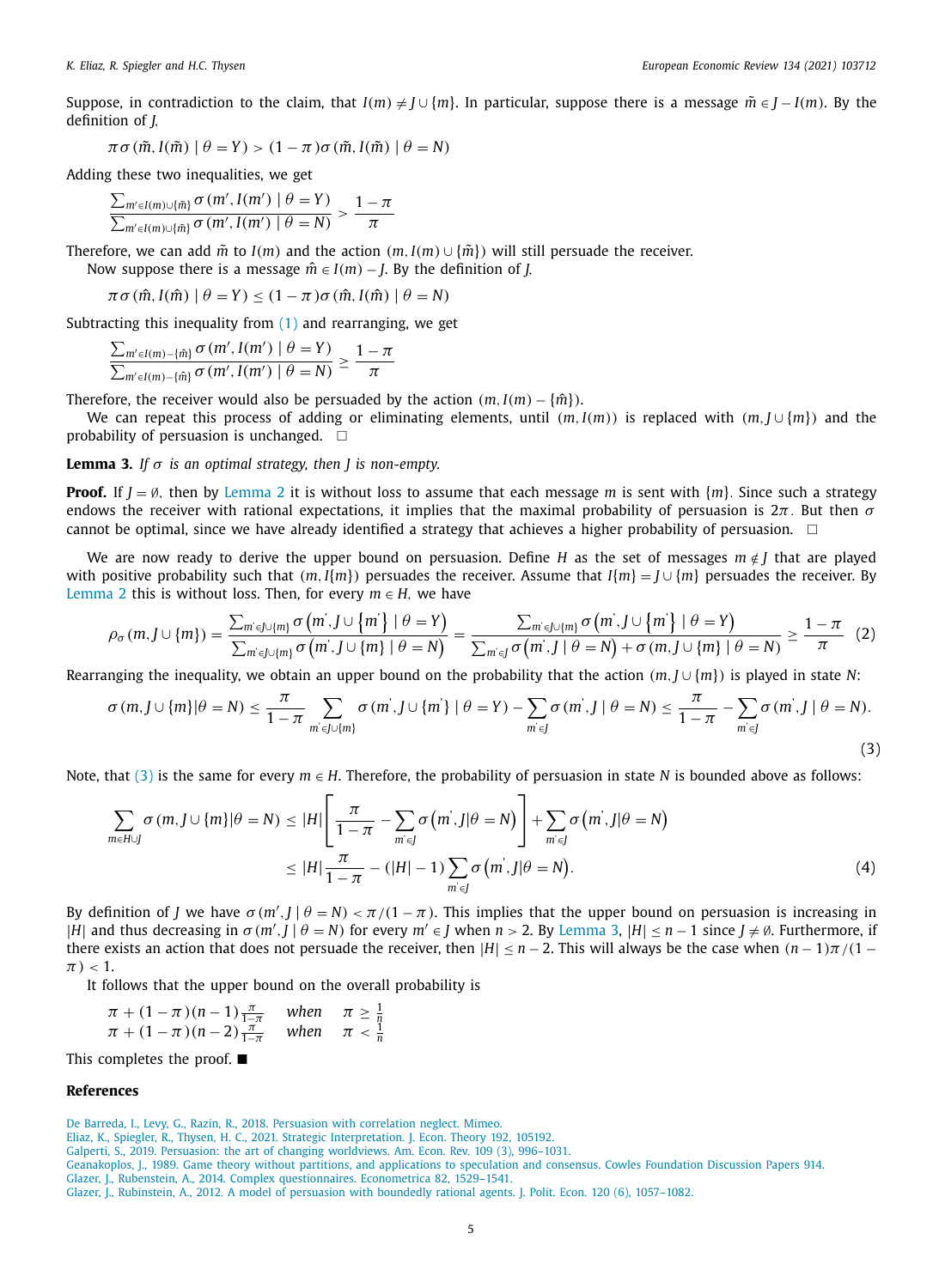Suppose, in contradiction to the claim, that $I(m) \neq J \cup \{m\}$. In particular, suppose there is a message $\tilde{m} \in J - I(m)$. By the definition of $J$,

$$\pi \sigma(\tilde{m}, I(\tilde{m}) \mid \theta = Y) > (1 - \pi)\sigma(\tilde{m}, I(\tilde{m}) \mid \theta = N)$$

Adding these two inequalities, we get

$$\frac{\sum_{m' \in I(m) \cup \{\tilde{m}\}} \sigma(m', I(m') \mid \theta = Y)}{\sum_{m' \in I(m) \cup \{\tilde{m}\}} \sigma(m', I(m') \mid \theta = N)} > \frac{1 - \pi}{\pi}$$

Therefore, we can add $\tilde{m}$ to $I(m)$ and the action $(m, I(m) \cup \{\tilde{m}\})$ will still persuade the receiver.

Now suppose there is a message $\hat{m} \in I(m) - J$. By the definition of $J$,

$$\pi \sigma(\hat{m}, I(\hat{m}) \mid \theta = Y) \leq (1 - \pi)\sigma(\hat{m}, I(\hat{m}) \mid \theta = N)$$

Subtracting this inequality from (1) and rearranging, we get

$$\frac{\sum_{m' \in I(m) - \{\hat{m}\}} \sigma(m', I(m') \mid \theta = Y)}{\sum_{m' \in I(m) - \{\hat{m}\}} \sigma(m', I(m') \mid \theta = N)} \geq \frac{1 - \pi}{\pi}$$

Therefore, the receiver would also be persuaded by the action $(m, I(m) - \{\hat{m}\})$.

We can repeat this process of adding or eliminating elements, until $(m, I(m))$ is replaced with $(m, J \cup \{m\})$ and the probability of persuasion is unchanged. □

**Lemma 3.** *If $\sigma$ is an optimal strategy, then $J$ is non-empty.*

**Proof.** If $J = \emptyset$, then by Lemma 2 it is without loss to assume that each message $m$ is sent with $\{m\}$. Since such a strategy endows the receiver with rational expectations, it implies that the maximal probability of persuasion is $2\pi$. But then $\sigma$ cannot be optimal, since we have already identified a strategy that achieves a higher probability of persuasion. □

We are now ready to derive the upper bound on persuasion. Define $H$ as the set of messages $m \notin J$ that are played with positive probability such that $(m, I\{m\})$ persuades the receiver. Assume that $I\{m\} = J \cup \{m\}$ persuades the receiver. By Lemma 2 this is without loss. Then, for every $m \in H$, we have

$$\rho_\sigma(m, J \cup \{m\}) = \frac{\sum_{m' \in J \cup \{m\}} \sigma\left(m', J \cup \left\{m'\right\} \mid \theta = Y\right)}{\sum_{m' \in J \cup \{m\}} \sigma\left(m', J \cup \{m\} \mid \theta = N\right)} = \frac{\sum_{m' \in J \cup \{m\}} \sigma\left(m', J \cup \left\{m'\right\} \mid \theta = Y\right)}{\sum_{m' \in J} \sigma\left(m', J \mid \theta = N\right) + \sigma\left(m, J \cup \{m\} \mid \theta = N\right)} \geq \frac{1 - \pi}{\pi} \quad (2)$$

Rearranging the inequality, we obtain an upper bound on the probability that the action $(m, J \cup \{m\})$ is played in state $N$:

$$\sigma(m, J \cup \{m\} | \theta = N) \leq \frac{\pi}{1 - \pi} \sum_{m' \in J \cup \{m\}} \sigma(m', J \cup \{m'\} \mid \theta = Y) - \sum_{m' \in J} \sigma(m', J \mid \theta = N) \leq \frac{\pi}{1 - \pi} - \sum_{m' \in J} \sigma(m', J \mid \theta = N). \quad (3)$$

Note, that (3) is the same for every $m \in H$. Therefore, the probability of persuasion in state $N$ is bounded above as follows:

$$\begin{aligned}
\sum_{m \in H \cup J} \sigma(m, J \cup \{m\} | \theta = N) &\leq |H| \left[\frac{\pi}{1 - \pi} - \sum_{m' \in J} \sigma\left(m', J | \theta = N\right)\right] + \sum_{m' \in J} \sigma\left(m', J | \theta = N\right) \\
&\leq |H| \frac{\pi}{1 - \pi} - (|H| - 1) \sum_{m' \in J} \sigma\left(m', J | \theta = N\right).
\end{aligned} \quad (4)$$

By definition of $J$ we have $\sigma(m', J \mid \theta = N) < \pi/(1 - \pi)$. This implies that the upper bound on persuasion is increasing in $|H|$ and thus decreasing in $\sigma(m', J \mid \theta = N)$ for every $m' \in J$ when $n > 2$. By Lemma 3, $|H| \leq n - 1$ since $J \neq \emptyset$. Furthermore, if there exists an action that does not persuade the receiver, then $|H| \leq n - 2$. This will always be the case when $(n - 1)\pi/(1 - \pi) < 1$.

It follows that the upper bound on the overall probability is

$$\begin{array}{ll}
\pi + (1 - \pi)(n - 1)\frac{\pi}{1 - \pi} & \text{when} \quad \pi \geq \frac{1}{n} \\
\pi + (1 - \pi)(n - 2)\frac{\pi}{1 - \pi} & \text{when} \quad \pi < \frac{1}{n}
\end{array}$$

This completes the proof. ■

## References

De Barreda, I., Levy, G., Razin, R., 2018. Persuasion with correlation neglect. Mimeo.

Eliaz, K., Spiegler, R., Thysen, H. C., 2021. Strategic Interpretation. J. Econ. Theory 192, 105192.

Galperti, S., 2019. Persuasion: the art of changing worldviews. Am. Econ. Rev. 109 (3), 996–1031.

Geanakoplos, J., 1989. Game theory without partitions, and applications to speculation and consensus. Cowles Foundation Discussion Papers 914.

Glazer, J., Rubenstein, A., 2014. Complex questionnaires. Econometrica 82, 1529–1541.

Glazer, J., Rubinstein, A., 2012. A model of persuasion with boundedly rational agents. J. Polit. Econ. 120 (6), 1057–1082.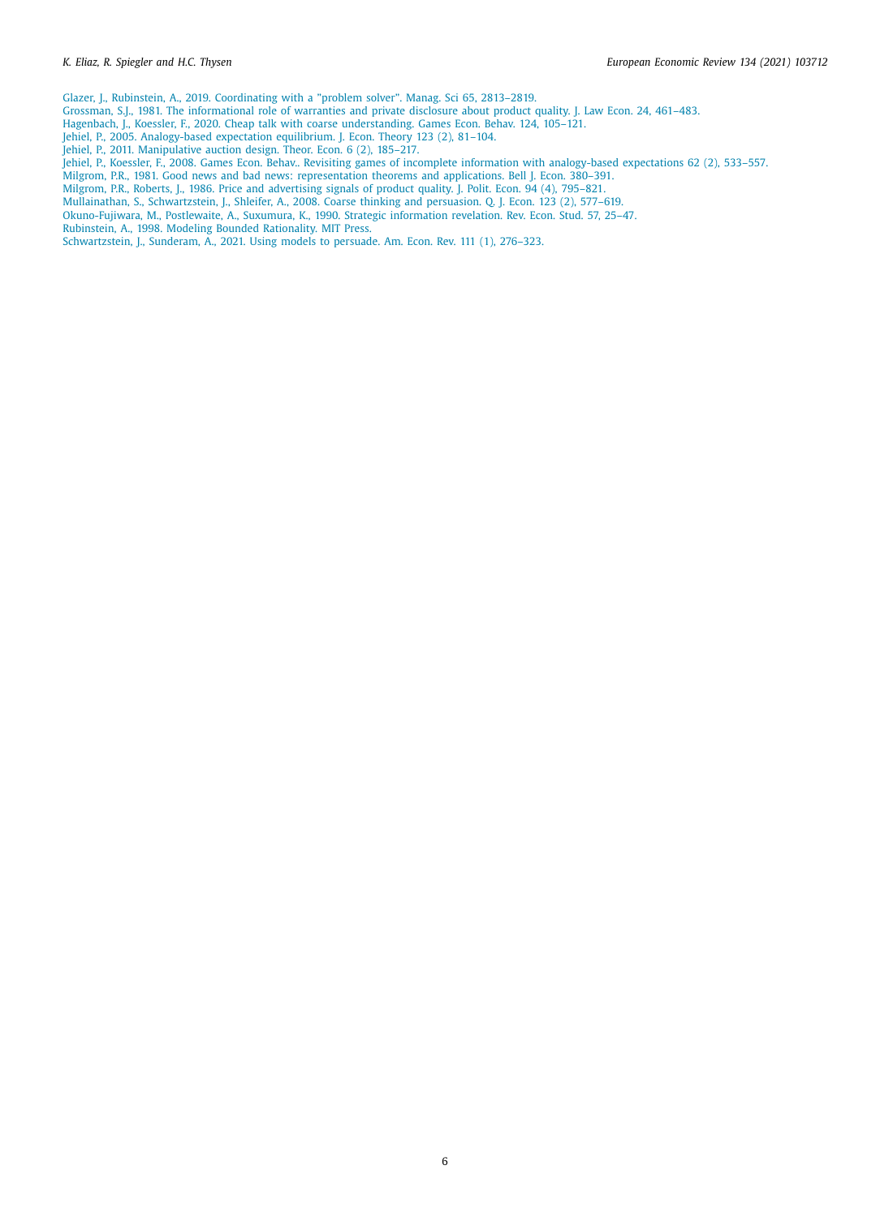Glazer, J., Rubinstein, A., 2019. Coordinating with a "problem solver". Manag. Sci 65, 2813–2819.
Grossman, S.J., 1981. The informational role of warranties and private disclosure about product quality. J. Law Econ. 24, 461–483.
Hagenbach, J., Koessler, F., 2020. Cheap talk with coarse understanding. Games Econ. Behav. 124, 105–121.
Jehiel, P., 2005. Analogy-based expectation equilibrium. J. Econ. Theory 123 (2), 81–104.
Jehiel, P., 2011. Manipulative auction design. Theor. Econ. 6 (2), 185–217.
Jehiel, P., Koessler, F., 2008. Games Econ. Behav.. Revisiting games of incomplete information with analogy-based expectations 62 (2), 533–557.
Milgrom, P.R., 1981. Good news and bad news: representation theorems and applications. Bell J. Econ. 380–391.
Milgrom, P.R., Roberts, J., 1986. Price and advertising signals of product quality. J. Polit. Econ. 94 (4), 795–821.
Mullainathan, S., Schwartzstein, J., Shleifer, A., 2008. Coarse thinking and persuasion. Q. J. Econ. 123 (2), 577–619.
Okuno-Fujiwara, M., Postlewaite, A., Suxumura, K., 1990. Strategic information revelation. Rev. Econ. Stud. 57, 25–47.
Rubinstein, A., 1998. Modeling Bounded Rationality. MIT Press.
Schwartzstein, J., Sunderam, A., 2021. Using models to persuade. Am. Econ. Rev. 111 (1), 276–323.